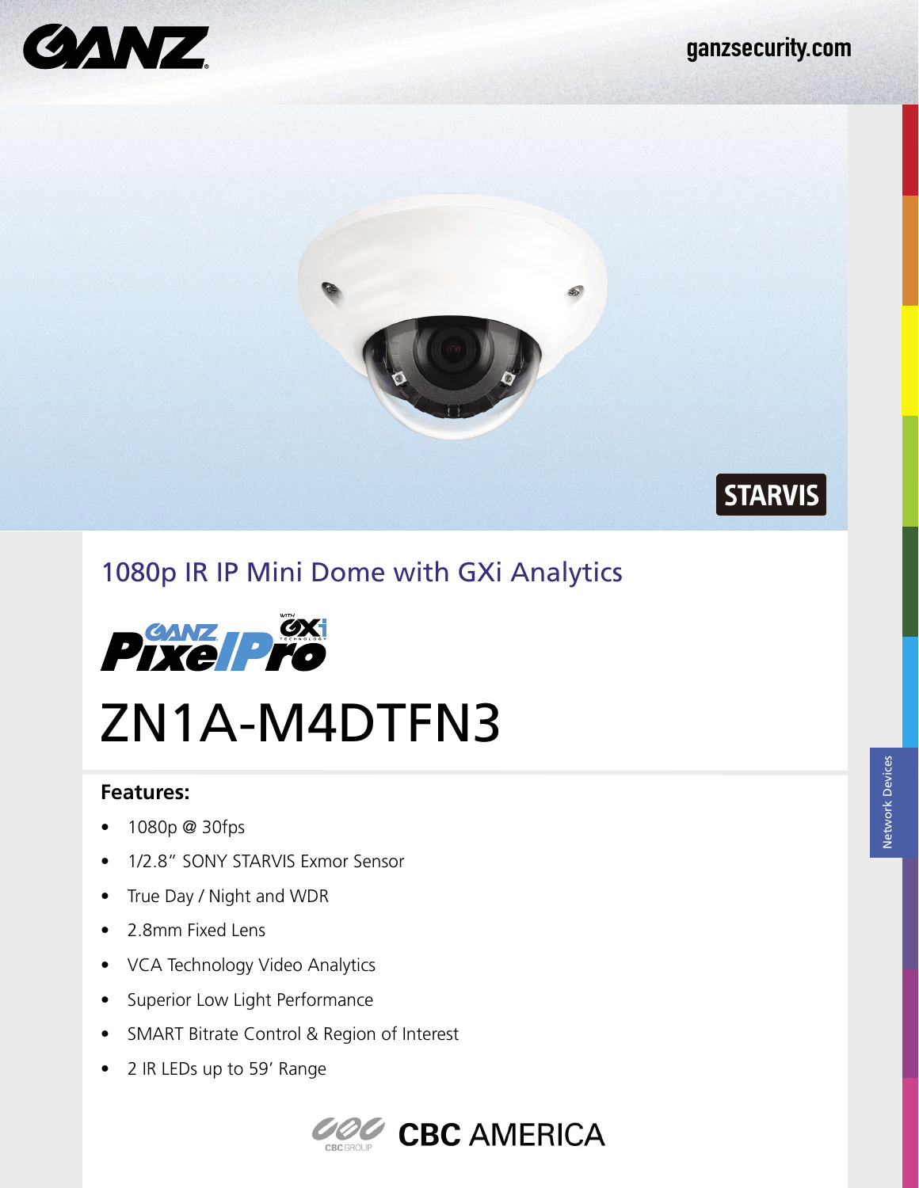GANZ

ganzsecurity.com

STARVIS

## 1080p IR IP Mini Dome with GXi Analytics

GANZ PixelPro with GXi Technology

# ZN1A-M4DTFN3

### Features:

- 1080p @ 30fps
- 1/2.8" SONY STARVIS Exmor Sensor
- True Day / Night and WDR
- 2.8mm Fixed Lens
- VCA Technology Video Analytics
- Superior Low Light Performance
- SMART Bitrate Control & Region of Interest
- 2 IR LEDs up to 59' Range

Network Devices

CBC GROUP CBC AMERICA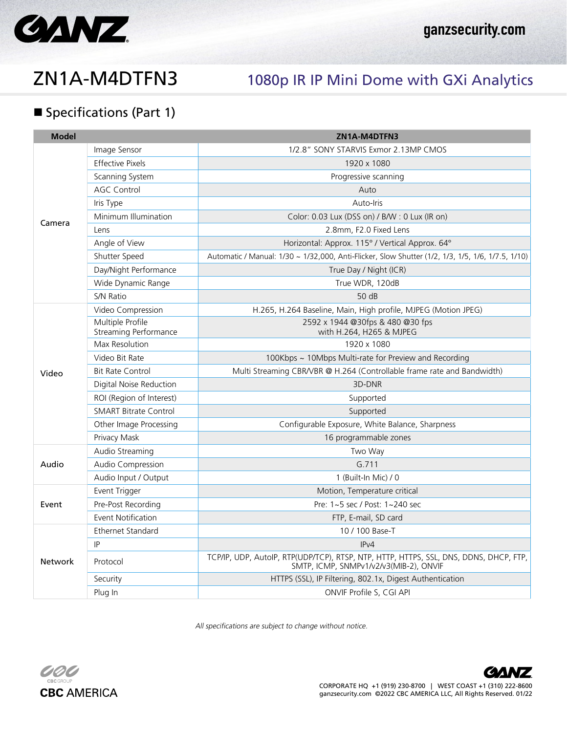# ZN1A-M4DTFN3

## 1080p IR IP Mini Dome with GXi Analytics

### ■ Specifications (Part 1)

| Model | | ZN1A-M4DTFN3 |
|---|---|---|
| Camera | Image Sensor | 1/2.8" SONY STARVIS Exmor 2.13MP CMOS |
| | Effective Pixels | 1920 x 1080 |
| | Scanning System | Progressive scanning |
| | AGC Control | Auto |
| | Iris Type | Auto-Iris |
| | Minimum Illumination | Color: 0.03 Lux (DSS on) / B/W : 0 Lux (IR on) |
| | Lens | 2.8mm, F2.0 Fixed Lens |
| | Angle of View | Horizontal: Approx. 115° / Vertical Approx. 64° |
| | Shutter Speed | Automatic / Manual: 1/30 ~ 1/32,000, Anti-Flicker, Slow Shutter (1/2, 1/3, 1/5, 1/6, 1/7.5, 1/10) |
| | Day/Night Performance | True Day / Night (ICR) |
| | Wide Dynamic Range | True WDR, 120dB |
| | S/N Ratio | 50 dB |
| Video | Video Compression | H.265, H.264 Baseline, Main, High profile, MJPEG (Motion JPEG) |
| | Multiple Profile Streaming Performance | 2592 x 1944 @30fps & 480 @30 fps with H.264, H265 & MJPEG |
| | Max Resolution | 1920 x 1080 |
| | Video Bit Rate | 100Kbps ~ 10Mbps Multi-rate for Preview and Recording |
| | Bit Rate Control | Multi Streaming CBR/VBR @ H.264 (Controllable frame rate and Bandwidth) |
| | Digital Noise Reduction | 3D-DNR |
| | ROI (Region of Interest) | Supported |
| | SMART Bitrate Control | Supported |
| | Other Image Processing | Configurable Exposure, White Balance, Sharpness |
| | Privacy Mask | 16 programmable zones |
| Audio | Audio Streaming | Two Way |
| | Audio Compression | G.711 |
| | Audio Input / Output | 1 (Built-In Mic) / 0 |
| Event | Event Trigger | Motion, Temperature critical |
| | Pre-Post Recording | Pre: 1~5 sec / Post: 1~240 sec |
| | Event Notification | FTP, E-mail, SD card |
| Network | Ethernet Standard | 10 / 100 Base-T |
| | IP | IPv4 |
| | Protocol | TCP/IP, UDP, AutoIP, RTP(UDP/TCP), RTSP, NTP, HTTP, HTTPS, SSL, DNS, DDNS, DHCP, FTP, SMTP, ICMP, SNMPv1/v2/v3(MIB-2), ONVIF |
| | Security | HTTPS (SSL), IP Filtering, 802.1x, Digest Authentication |
| | Plug In | ONVIF Profile S, CGI API |

*All specifications are subject to change without notice.*

CBC AMERICA

CORPORATE HQ +1 (919) 230-8700 | WEST COAST +1 (310) 222-8600
ganzsecurity.com ©2022 CBC AMERICA LLC, All Rights Reserved. 01/22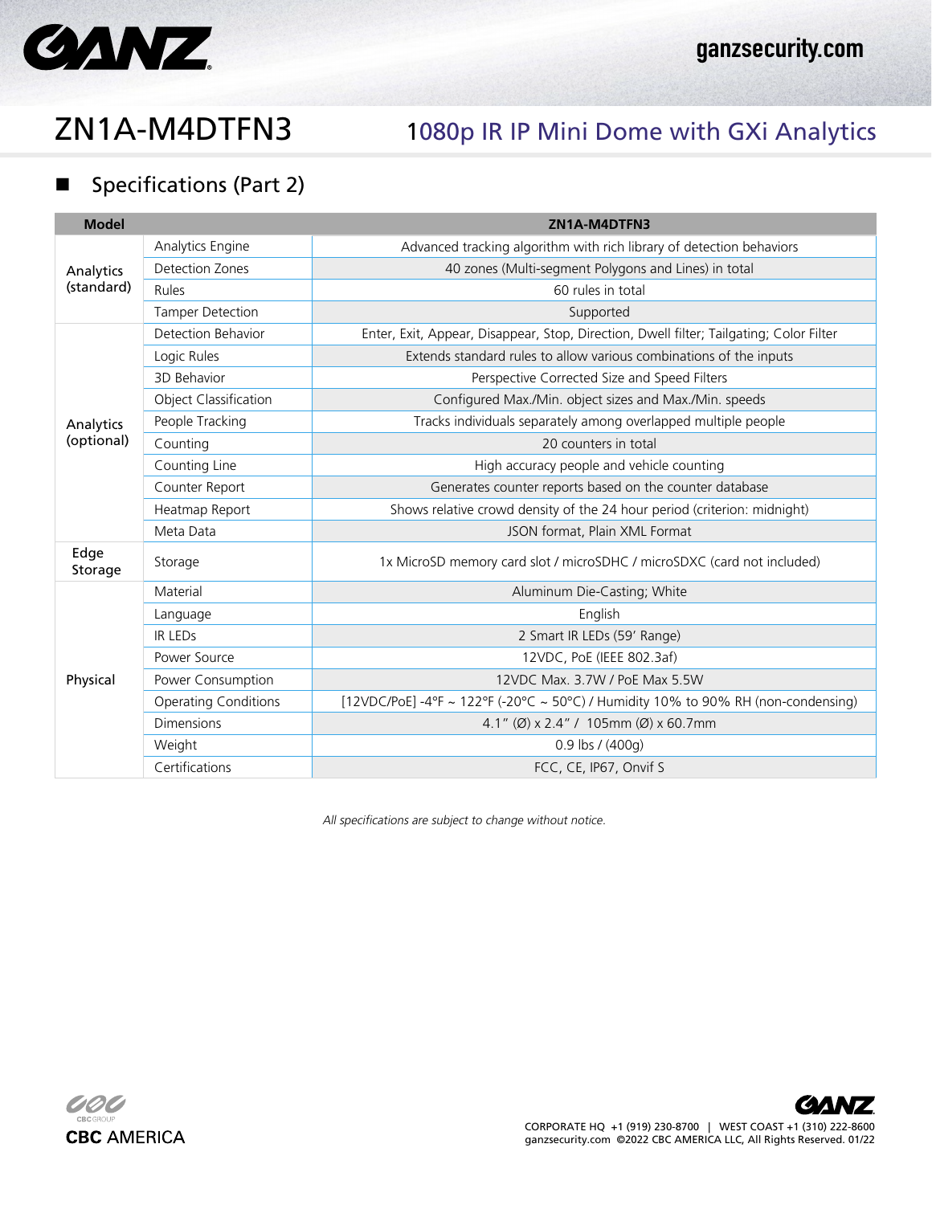# ZN1A-M4DTFN3

## 1080p IR IP Mini Dome with GXi Analytics

### Specifications (Part 2)

| Model | | ZN1A-M4DTFN3 |
|---|---|---|
| Analytics (standard) | Analytics Engine | Advanced tracking algorithm with rich library of detection behaviors |
| | Detection Zones | 40 zones (Multi-segment Polygons and Lines) in total |
| | Rules | 60 rules in total |
| | Tamper Detection | Supported |
| Analytics (optional) | Detection Behavior | Enter, Exit, Appear, Disappear, Stop, Direction, Dwell filter; Tailgating; Color Filter |
| | Logic Rules | Extends standard rules to allow various combinations of the inputs |
| | 3D Behavior | Perspective Corrected Size and Speed Filters |
| | Object Classification | Configured Max./Min. object sizes and Max./Min. speeds |
| | People Tracking | Tracks individuals separately among overlapped multiple people |
| | Counting | 20 counters in total |
| | Counting Line | High accuracy people and vehicle counting |
| | Counter Report | Generates counter reports based on the counter database |
| | Heatmap Report | Shows relative crowd density of the 24 hour period (criterion: midnight) |
| | Meta Data | JSON format, Plain XML Format |
| Edge Storage | Storage | 1x MicroSD memory card slot / microSDHC / microSDXC (card not included) |
| Physical | Material | Aluminum Die-Casting; White |
| | Language | English |
| | IR LEDs | 2 Smart IR LEDs (59' Range) |
| | Power Source | 12VDC, PoE (IEEE 802.3af) |
| | Power Consumption | 12VDC Max. 3.7W / PoE Max 5.5W |
| | Operating Conditions | [12VDC/PoE] -4°F ~ 122°F (-20°C ~ 50°C) / Humidity 10% to 90% RH (non-condensing) |
| | Dimensions | 4.1" (Ø) x 2.4" / 105mm (Ø) x 60.7mm |
| | Weight | 0.9 lbs / (400g) |
| | Certifications | FCC, CE, IP67, Onvif S |

*All specifications are subject to change without notice.*

CBC AMERICA

CORPORATE HQ +1 (919) 230-8700 | WEST COAST +1 (310) 222-8600
ganzsecurity.com ©2022 CBC AMERICA LLC, All Rights Reserved. 01/22